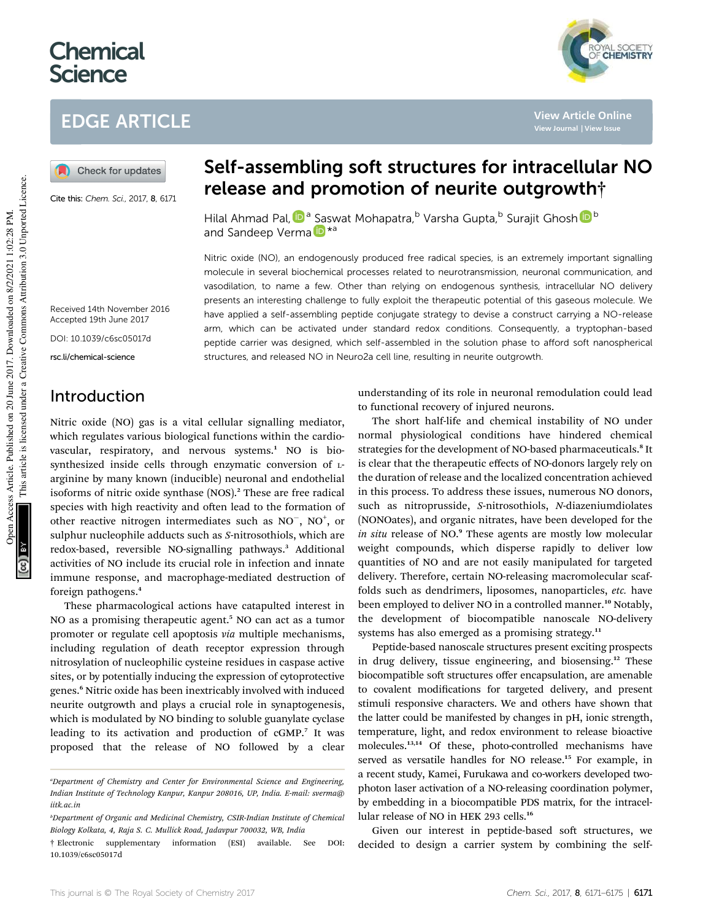# Chemical Science

## EDGE ARTICLE

Cite this: *Chem. Sci.*, 2017, **8**, 6171

Received 14th November 2016
Accepted 19th June 2017

DOI: 10.1039/c6sc05017d

rsc.li/chemical-science

# Self-assembling soft structures for intracellular NO release and promotion of neurite outgrowth†

Hilal Ahmad Pal,[a] Saswat Mohapatra,[b] Varsha Gupta,[b] Surajit Ghosh[b] and Sandeep Verma*[a]

Nitric oxide (NO), an endogenously produced free radical species, is an extremely important signalling molecule in several biochemical processes related to neurotransmission, neuronal communication, and vasodilation, to name a few. Other than relying on endogenous synthesis, intracellular NO delivery presents an interesting challenge to fully exploit the therapeutic potential of this gaseous molecule. We have applied a self-assembling peptide conjugate strategy to devise a construct carrying a NO-release arm, which can be activated under standard redox conditions. Consequently, a tryptophan-based peptide carrier was designed, which self-assembled in the solution phase to afford soft nanospherical structures, and released NO in Neuro2a cell line, resulting in neurite outgrowth.

## Introduction

Nitric oxide (NO) gas is a vital cellular signalling mediator, which regulates various biological functions within the cardiovascular, respiratory, and nervous systems.[1] NO is biosynthesized inside cells through enzymatic conversion of L-arginine by many known (inducible) neuronal and endothelial isoforms of nitric oxide synthase (NOS).[2] These are free radical species with high reactivity and often lead to the formation of other reactive nitrogen intermediates such as $NO^-$, $NO^+$, or sulphur nucleophile adducts such as *S*-nitrosothiols, which are redox-based, reversible NO-signalling pathways.[3] Additional activities of NO include its crucial role in infection and innate immune response, and macrophage-mediated destruction of foreign pathogens.[4]

These pharmacological actions have catapulted interest in NO as a promising therapeutic agent.[5] NO can act as a tumor promoter or regulate cell apoptosis *via* multiple mechanisms, including regulation of death receptor expression through nitrosylation of nucleophilic cysteine residues in caspase active sites, or by potentially inducing the expression of cytoprotective genes.[6] Nitric oxide has been inextricably involved with induced neurite outgrowth and plays a crucial role in synaptogenesis, which is modulated by NO binding to soluble guanylate cyclase leading to its activation and production of cGMP.[7] It was proposed that the release of NO followed by a clear understanding of its role in neuronal remodulation could lead to functional recovery of injured neurons.

The short half-life and chemical instability of NO under normal physiological conditions have hindered chemical strategies for the development of NO-based pharmaceuticals.[8] It is clear that the therapeutic effects of NO-donors largely rely on the duration of release and the localized concentration achieved in this process. To address these issues, numerous NO donors, such as nitroprusside, *S*-nitrosothiols, *N*-diazeniumdiolates (NONOates), and organic nitrates, have been developed for the *in situ* release of NO.[9] These agents are mostly low molecular weight compounds, which disperse rapidly to deliver low quantities of NO and are not easily manipulated for targeted delivery. Therefore, certain NO-releasing macromolecular scaffolds such as dendrimers, liposomes, nanoparticles, *etc.* have been employed to deliver NO in a controlled manner.[10] Notably, the development of biocompatible nanoscale NO-delivery systems has also emerged as a promising strategy.[11]

Peptide-based nanoscale structures present exciting prospects in drug delivery, tissue engineering, and biosensing.[12] These biocompatible soft structures offer encapsulation, are amenable to covalent modifications for targeted delivery, and present stimuli responsive characters. We and others have shown that the latter could be manifested by changes in pH, ionic strength, temperature, light, and redox environment to release bioactive molecules.[13,14] Of these, photo-controlled mechanisms have served as versatile handles for NO release.[15] For example, in a recent study, Kamei, Furukawa and co-workers developed two-photon laser activation of a NO-releasing coordination polymer, by embedding in a biocompatible PDS matrix, for the intracellular release of NO in HEK 293 cells.[16]

Given our interest in peptide-based soft structures, we decided to design a carrier system by combining the self-

---

[a] Department of Chemistry and Center for Environmental Science and Engineering, Indian Institute of Technology Kanpur, Kanpur 208016, UP, India. E-mail: sverma@iitk.ac.in

[b] Department of Organic and Medicinal Chemistry, CSIR-Indian Institute of Chemical Biology Kolkata, 4, Raja S. C. Mullick Road, Jadavpur 700032, WB, India

† Electronic supplementary information (ESI) available. See DOI: 10.1039/c6sc05017d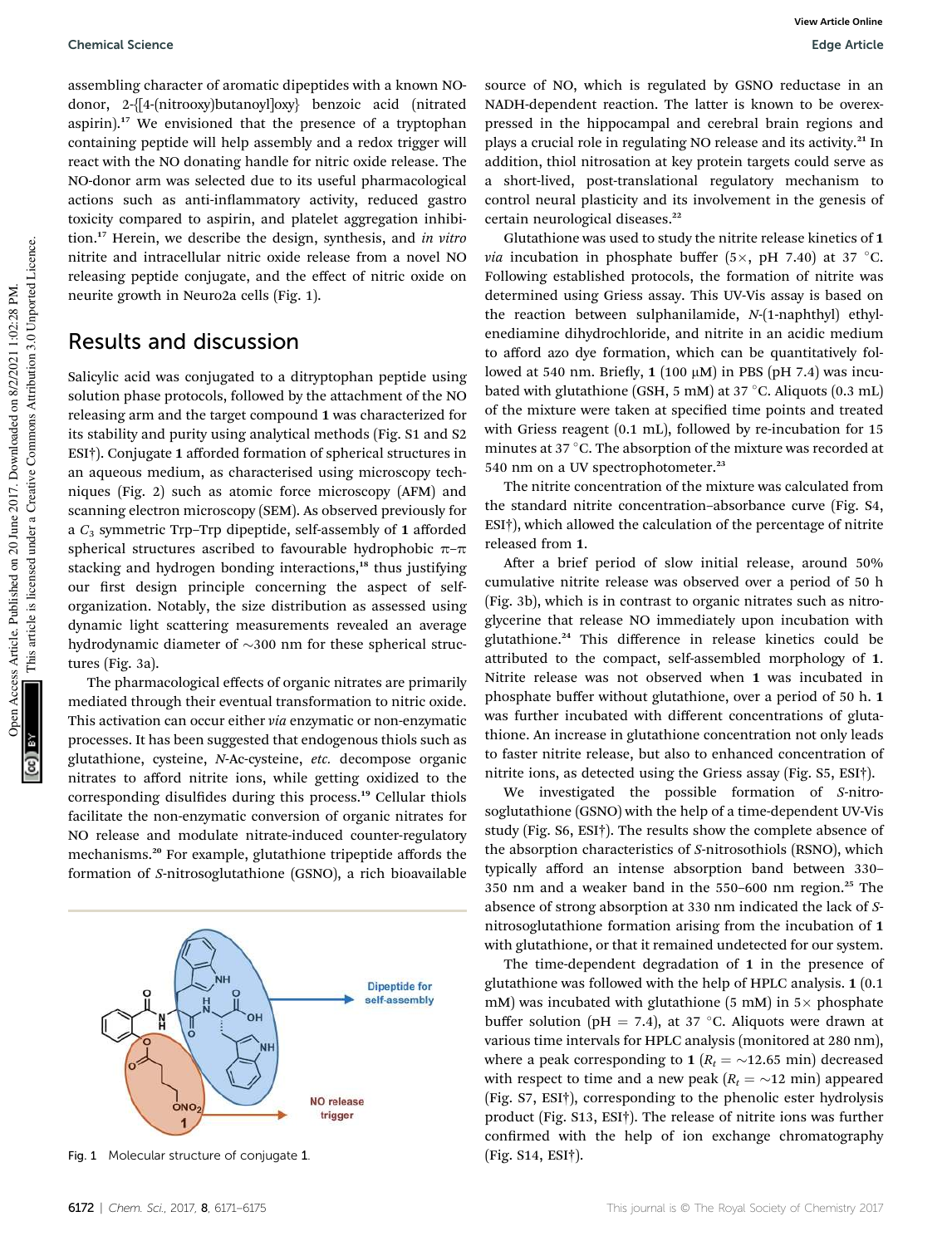assembling character of aromatic dipeptides with a known NO-donor, 2-{[4-(nitrooxy)butanoyl]oxy} benzoic acid (nitrated aspirin).[17] We envisioned that the presence of a tryptophan containing peptide will help assembly and a redox trigger will react with the NO donating handle for nitric oxide release. The NO-donor arm was selected due to its useful pharmacological actions such as anti-inflammatory activity, reduced gastro toxicity compared to aspirin, and platelet aggregation inhibition.[17] Herein, we describe the design, synthesis, and *in vitro* nitrite and intracellular nitric oxide release from a novel NO releasing peptide conjugate, and the effect of nitric oxide on neurite growth in Neuro2a cells (Fig. 1).

## Results and discussion

Salicylic acid was conjugated to a ditryptophan peptide using solution phase protocols, followed by the attachment of the NO releasing arm and the target compound **1** was characterized for its stability and purity using analytical methods (Fig. S1 and S2 ESI†). Conjugate **1** afforded formation of spherical structures in an aqueous medium, as characterised using microscopy techniques (Fig. 2) such as atomic force microscopy (AFM) and scanning electron microscopy (SEM). As observed previously for a $C_3$ symmetric Trp–Trp dipeptide, self-assembly of **1** afforded spherical structures ascribed to favourable hydrophobic π–π stacking and hydrogen bonding interactions,[18] thus justifying our first design principle concerning the aspect of self-organization. Notably, the size distribution as assessed using dynamic light scattering measurements revealed an average hydrodynamic diameter of ~300 nm for these spherical structures (Fig. 3a).

The pharmacological effects of organic nitrates are primarily mediated through their eventual transformation to nitric oxide. This activation can occur either *via* enzymatic or non-enzymatic processes. It has been suggested that endogenous thiols such as glutathione, cysteine, *N*-Ac-cysteine, *etc.* decompose organic nitrates to afford nitrite ions, while getting oxidized to the corresponding disulfides during this process.[19] Cellular thiols facilitate the non-enzymatic conversion of organic nitrates for NO release and modulate nitrate-induced counter-regulatory mechanisms.[20] For example, glutathione tripeptide affords the formation of *S*-nitrosoglutathione (GSNO), a rich bioavailable source of NO, which is regulated by GSNO reductase in an NADH-dependent reaction. The latter is known to be overexpressed in the hippocampal and cerebral brain regions and plays a crucial role in regulating NO release and its activity.[21] In addition, thiol nitrosation at key protein targets could serve as a short-lived, post-translational regulatory mechanism to control neural plasticity and its involvement in the genesis of certain neurological diseases.[22]

Fig. 1 Molecular structure of conjugate **1**.

Glutathione was used to study the nitrite release kinetics of **1** *via* incubation in phosphate buffer (5×, pH 7.40) at 37 °C. Following established protocols, the formation of nitrite was determined using Griess assay. This UV-Vis assay is based on the reaction between sulphanilamide, *N*-(1-naphthyl) ethylenediamine dihydrochloride, and nitrite in an acidic medium to afford azo dye formation, which can be quantitatively followed at 540 nm. Briefly, **1** (100 μM) in PBS (pH 7.4) was incubated with glutathione (GSH, 5 mM) at 37 °C. Aliquots (0.3 mL) of the mixture were taken at specified time points and treated with Griess reagent (0.1 mL), followed by re-incubation for 15 minutes at 37 °C. The absorption of the mixture was recorded at 540 nm on a UV spectrophotometer.[23]

The nitrite concentration of the mixture was calculated from the standard nitrite concentration–absorbance curve (Fig. S4, ESI†), which allowed the calculation of the percentage of nitrite released from **1**.

After a brief period of slow initial release, around 50% cumulative nitrite release was observed over a period of 50 h (Fig. 3b), which is in contrast to organic nitrates such as nitroglycerine that release NO immediately upon incubation with glutathione.[24] This difference in release kinetics could be attributed to the compact, self-assembled morphology of **1**. Nitrite release was not observed when **1** was incubated in phosphate buffer without glutathione, over a period of 50 h. **1** was further incubated with different concentrations of glutathione. An increase in glutathione concentration not only leads to faster nitrite release, but also to enhanced concentration of nitrite ions, as detected using the Griess assay (Fig. S5, ESI†).

We investigated the possible formation of *S*-nitrosoglutathione (GSNO) with the help of a time-dependent UV-Vis study (Fig. S6, ESI†). The results show the complete absence of the absorption characteristics of *S*-nitrosothiols (RSNO), which typically afford an intense absorption band between 330–350 nm and a weaker band in the 550–600 nm region.[25] The absence of strong absorption at 330 nm indicated the lack of *S*-nitrosoglutathione formation arising from the incubation of **1** with glutathione, or that it remained undetected for our system.

The time-dependent degradation of **1** in the presence of glutathione was followed with the help of HPLC analysis. **1** (0.1 mM) was incubated with glutathione (5 mM) in 5× phosphate buffer solution (pH = 7.4), at 37 °C. Aliquots were drawn at various time intervals for HPLC analysis (monitored at 280 nm), where a peak corresponding to **1** ($R_t$ = ~12.65 min) decreased with respect to time and a new peak ($R_t$ = ~12 min) appeared (Fig. S7, ESI†), corresponding to the phenolic ester hydrolysis product (Fig. S13, ESI†). The release of nitrite ions was further confirmed with the help of ion exchange chromatography (Fig. S14, ESI†).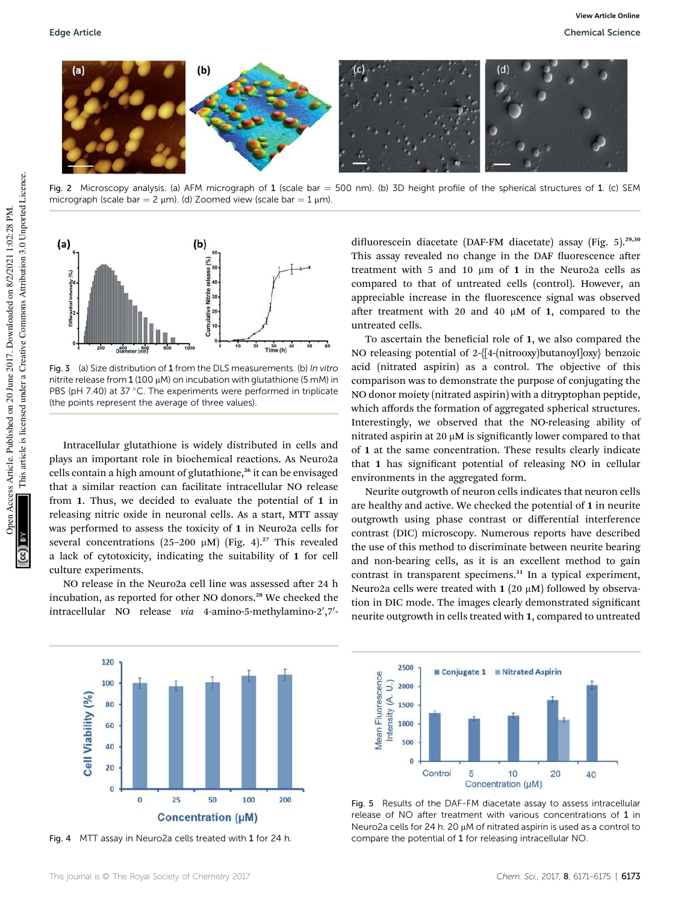Fig. 2 Microscopy analysis. (a) AFM micrograph of **1** (scale bar = 500 nm). (b) 3D height profile of the spherical structures of **1**. (c) SEM micrograph (scale bar = 2 μm). (d) Zoomed view (scale bar = 1 μm).

Fig. 3 (a) Size distribution of **1** from the DLS measurements. (b) *In vitro* nitrite release from **1** (100 μM) on incubation with glutathione (5 mM) in PBS (pH 7.40) at 37 °C. The experiments were performed in triplicate (the points represent the average of three values).

Intracellular glutathione is widely distributed in cells and plays an important role in biochemical reactions. As Neuro2a cells contain a high amount of glutathione,[26] it can be envisaged that a similar reaction can facilitate intracellular NO release from **1**. Thus, we decided to evaluate the potential of **1** in releasing nitric oxide in neuronal cells. As a start, MTT assay was performed to assess the toxicity of **1** in Neuro2a cells for several concentrations (25–200 μM) (Fig. 4).[27] This revealed a lack of cytotoxicity, indicating the suitability of **1** for cell culture experiments.

NO release in the Neuro2a cell line was assessed after 24 h incubation, as reported for other NO donors.[28] We checked the intracellular NO release *via* 4-amino-5-methylamino-2′,7′-difluorescein diacetate (DAF-FM diacetate) assay (Fig. 5).[29,30] This assay revealed no change in the DAF fluorescence after treatment with 5 and 10 μm of **1** in the Neuro2a cells as compared to that of untreated cells (control). However, an appreciable increase in the fluorescence signal was observed after treatment with 20 and 40 μM of **1**, compared to the untreated cells.

To ascertain the beneficial role of **1**, we also compared the NO releasing potential of 2-{[4-(nitrooxy)butanoyl]oxy} benzoic acid (nitrated aspirin) as a control. The objective of this comparison was to demonstrate the purpose of conjugating the NO donor moiety (nitrated aspirin) with a ditryptophan peptide, which affords the formation of aggregated spherical structures. Interestingly, we observed that the NO-releasing ability of nitrated aspirin at 20 μM is significantly lower compared to that of **1** at the same concentration. These results clearly indicate that **1** has significant potential of releasing NO in cellular environments in the aggregated form.

Neurite outgrowth of neuron cells indicates that neuron cells are healthy and active. We checked the potential of **1** in neurite outgrowth using phase contrast or differential interference contrast (DIC) microscopy. Numerous reports have described the use of this method to discriminate between neurite bearing and non-bearing cells, as it is an excellent method to gain contrast in transparent specimens.[31] In a typical experiment, Neuro2a cells were treated with **1** (20 μM) followed by observation in DIC mode. The images clearly demonstrated significant neurite outgrowth in cells treated with **1**, compared to untreated

Fig. 4 MTT assay in Neuro2a cells treated with **1** for 24 h.

Fig. 5 Results of the DAF-FM diacetate assay to assess intracellular release of NO after treatment with various concentrations of **1** in Neuro2a cells for 24 h. 20 μM of nitrated aspirin is used as a control to compare the potential of **1** for releasing intracellular NO.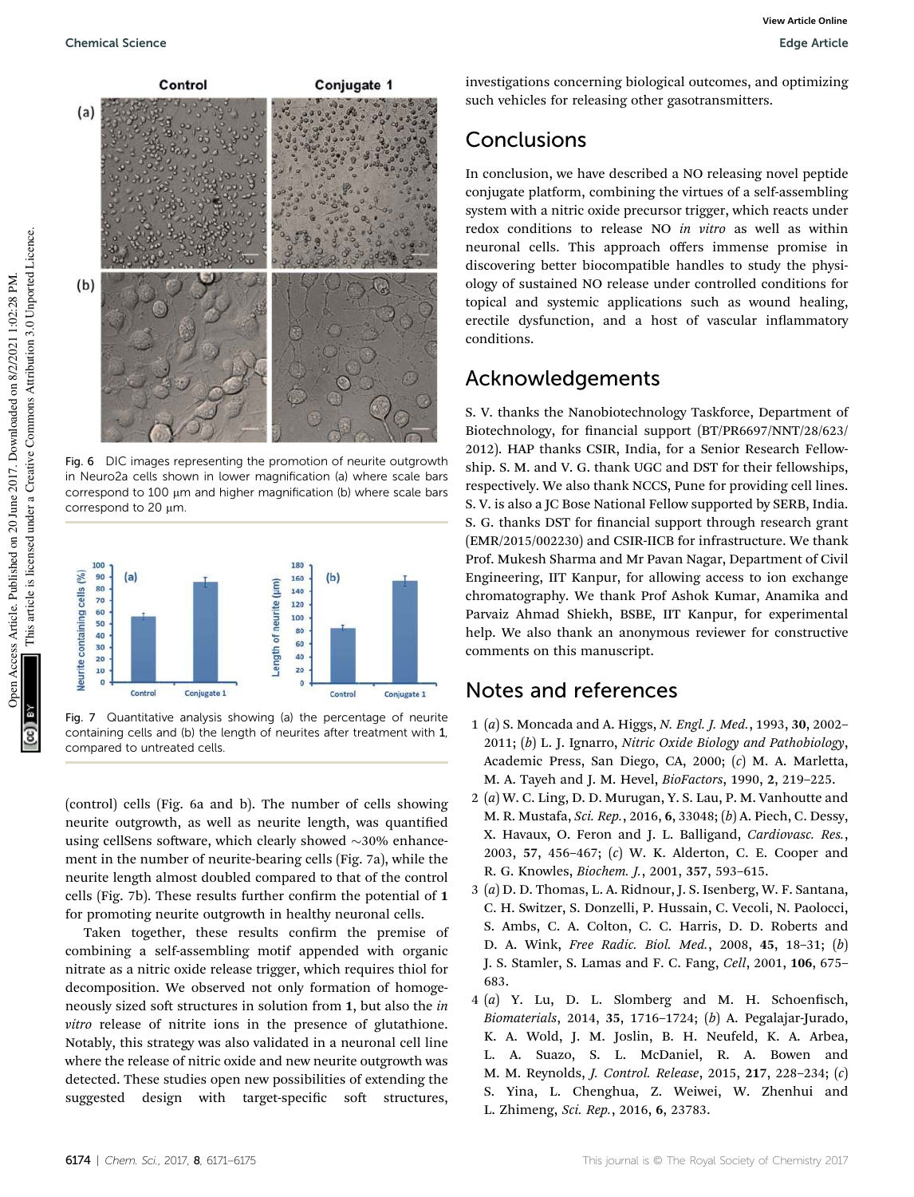Fig. 6 DIC images representing the promotion of neurite outgrowth in Neuro2a cells shown in lower magnification (a) where scale bars correspond to 100 μm and higher magnification (b) where scale bars correspond to 20 μm.

Fig. 7 Quantitative analysis showing (a) the percentage of neurite containing cells and (b) the length of neurites after treatment with 1, compared to untreated cells.

(control) cells (Fig. 6a and b). The number of cells showing neurite outgrowth, as well as neurite length, was quantified using cellSens software, which clearly showed ~30% enhancement in the number of neurite-bearing cells (Fig. 7a), while the neurite length almost doubled compared to that of the control cells (Fig. 7b). These results further confirm the potential of **1** for promoting neurite outgrowth in healthy neuronal cells.

Taken together, these results confirm the premise of combining a self-assembling motif appended with organic nitrate as a nitric oxide release trigger, which requires thiol for decomposition. We observed not only formation of homogeneously sized soft structures in solution from **1**, but also the *in vitro* release of nitrite ions in the presence of glutathione. Notably, this strategy was also validated in a neuronal cell line where the release of nitric oxide and new neurite outgrowth was detected. These studies open new possibilities of extending the suggested design with target-specific soft structures, investigations concerning biological outcomes, and optimizing such vehicles for releasing other gasotransmitters.

## Conclusions

In conclusion, we have described a NO releasing novel peptide conjugate platform, combining the virtues of a self-assembling system with a nitric oxide precursor trigger, which reacts under redox conditions to release NO *in vitro* as well as within neuronal cells. This approach offers immense promise in discovering better biocompatible handles to study the physiology of sustained NO release under controlled conditions for topical and systemic applications such as wound healing, erectile dysfunction, and a host of vascular inflammatory conditions.

## Acknowledgements

S. V. thanks the Nanobiotechnology Taskforce, Department of Biotechnology, for financial support (BT/PR6697/NNT/28/623/2012). HAP thanks CSIR, India, for a Senior Research Fellowship. S. M. and V. G. thank UGC and DST for their fellowships, respectively. We also thank NCCS, Pune for providing cell lines. S. V. is also a JC Bose National Fellow supported by SERB, India. S. G. thanks DST for financial support through research grant (EMR/2015/002230) and CSIR-IICB for infrastructure. We thank Prof. Mukesh Sharma and Mr Pavan Nagar, Department of Civil Engineering, IIT Kanpur, for allowing access to ion exchange chromatography. We thank Prof Ashok Kumar, Anamika and Parvaiz Ahmad Shiekh, BSBE, IIT Kanpur, for experimental help. We also thank an anonymous reviewer for constructive comments on this manuscript.

## Notes and references

1 (*a*) S. Moncada and A. Higgs, *N. Engl. J. Med.*, 1993, **30**, 2002–2011; (*b*) L. J. Ignarro, *Nitric Oxide Biology and Pathobiology*, Academic Press, San Diego, CA, 2000; (*c*) M. A. Marletta, M. A. Tayeh and J. M. Hevel, *BioFactors*, 1990, **2**, 219–225.

2 (*a*) W. C. Ling, D. D. Murugan, Y. S. Lau, P. M. Vanhoutte and M. R. Mustafa, *Sci. Rep.*, 2016, **6**, 33048; (*b*) A. Piech, C. Dessy, X. Havaux, O. Feron and J. L. Balligand, *Cardiovasc. Res.*, 2003, **57**, 456–467; (*c*) W. K. Alderton, C. E. Cooper and R. G. Knowles, *Biochem. J.*, 2001, **357**, 593–615.

3 (*a*) D. D. Thomas, L. A. Ridnour, J. S. Isenberg, W. F. Santana, C. H. Switzer, S. Donzelli, P. Hussain, C. Vecoli, N. Paolocci, S. Ambs, C. A. Colton, C. C. Harris, D. D. Roberts and D. A. Wink, *Free Radic. Biol. Med.*, 2008, **45**, 18–31; (*b*) J. S. Stamler, S. Lamas and F. C. Fang, *Cell*, 2001, **106**, 675–683.

4 (*a*) Y. Lu, D. L. Slomberg and M. H. Schoenfisch, *Biomaterials*, 2014, **35**, 1716–1724; (*b*) A. Pegalajar-Jurado, K. A. Wold, J. M. Joslin, B. H. Neufeld, K. A. Arbea, L. A. Suazo, S. L. McDaniel, R. A. Bowen and M. M. Reynolds, *J. Control. Release*, 2015, **217**, 228–234; (*c*) S. Yina, L. Chenghua, Z. Weiwei, W. Zhenhui and L. Zhimeng, *Sci. Rep.*, 2016, **6**, 23783.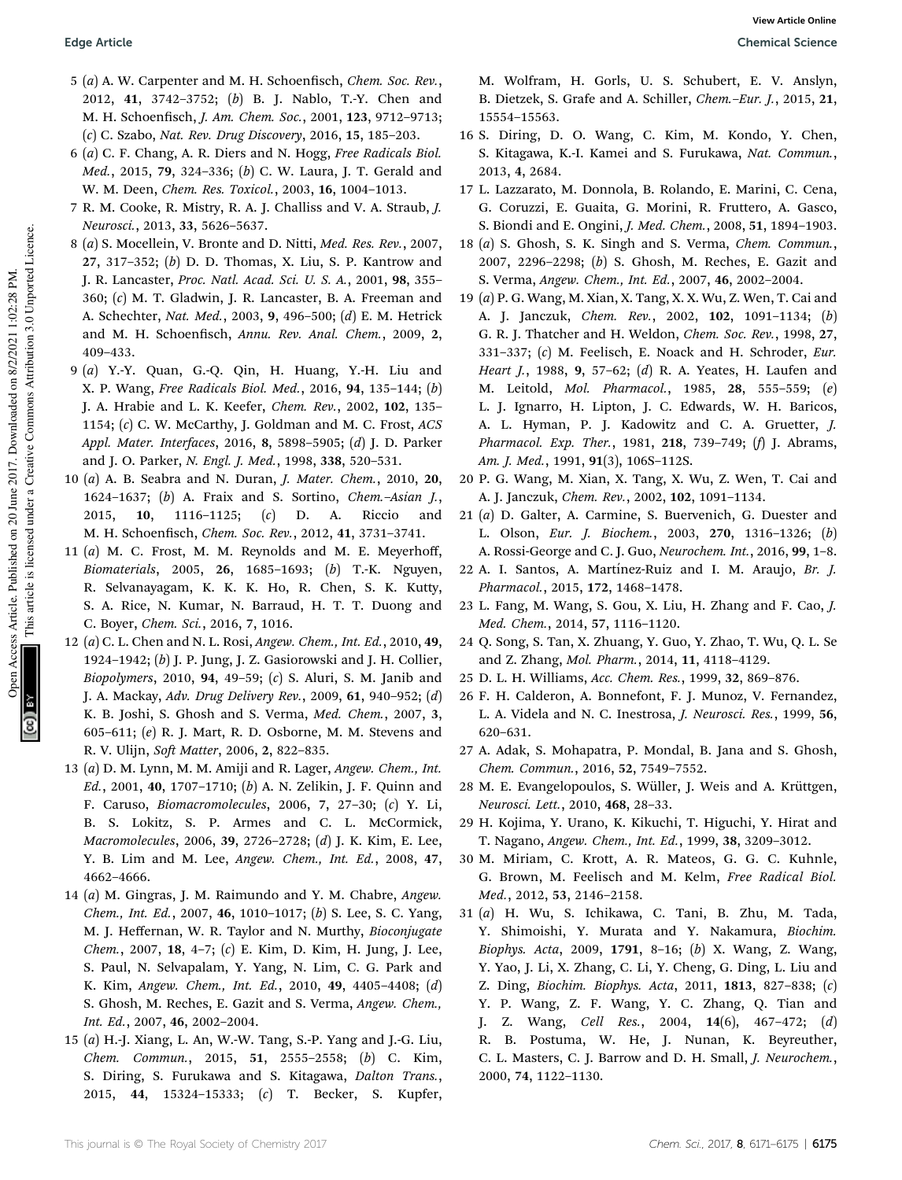5 (*a*) A. W. Carpenter and M. H. Schoenfisch, *Chem. Soc. Rev.*, 2012, **41**, 3742–3752; (*b*) B. J. Nablo, T.-Y. Chen and M. H. Schoenfisch, *J. Am. Chem. Soc.*, 2001, **123**, 9712–9713; (*c*) C. Szabo, *Nat. Rev. Drug Discovery*, 2016, **15**, 185–203.

6 (*a*) C. F. Chang, A. R. Diers and N. Hogg, *Free Radicals Biol. Med.*, 2015, **79**, 324–336; (*b*) C. W. Laura, J. T. Gerald and W. M. Deen, *Chem. Res. Toxicol.*, 2003, **16**, 1004–1013.

7 R. M. Cooke, R. Mistry, R. A. J. Challiss and V. A. Straub, *J. Neurosci.*, 2013, **33**, 5626–5637.

8 (*a*) S. Mocellein, V. Bronte and D. Nitti, *Med. Res. Rev.*, 2007, **27**, 317–352; (*b*) D. D. Thomas, X. Liu, S. P. Kantrow and J. R. Lancaster, *Proc. Natl. Acad. Sci. U. S. A.*, 2001, **98**, 355–360; (*c*) M. T. Gladwin, J. R. Lancaster, B. A. Freeman and A. Schechter, *Nat. Med.*, 2003, **9**, 496–500; (*d*) E. M. Hetrick and M. H. Schoenfisch, *Annu. Rev. Anal. Chem.*, 2009, **2**, 409–433.

9 (*a*) Y.-Y. Quan, G.-Q. Qin, H. Huang, Y.-H. Liu and X. P. Wang, *Free Radicals Biol. Med.*, 2016, **94**, 135–144; (*b*) J. A. Hrabie and L. K. Keefer, *Chem. Rev.*, 2002, **102**, 135–1154; (*c*) C. W. McCarthy, J. Goldman and M. C. Frost, *ACS Appl. Mater. Interfaces*, 2016, **8**, 5898–5905; (*d*) J. D. Parker and J. O. Parker, *N. Engl. J. Med.*, 1998, **338**, 520–531.

10 (*a*) A. B. Seabra and N. Duran, *J. Mater. Chem.*, 2010, **20**, 1624–1637; (*b*) A. Fraix and S. Sortino, *Chem.–Asian J.*, 2015, **10**, 1116–1125; (*c*) D. A. Riccio and M. H. Schoenfisch, *Chem. Soc. Rev.*, 2012, **41**, 3731–3741.

11 (*a*) M. C. Frost, M. M. Reynolds and M. E. Meyerhoff, *Biomaterials*, 2005, **26**, 1685–1693; (*b*) T.-K. Nguyen, R. Selvanayagam, K. K. K. Ho, R. Chen, S. K. Kutty, S. A. Rice, N. Kumar, N. Barraud, H. T. T. Duong and C. Boyer, *Chem. Sci.*, 2016, **7**, 1016.

12 (*a*) C. L. Chen and N. L. Rosi, *Angew. Chem., Int. Ed.*, 2010, **49**, 1924–1942; (*b*) J. P. Jung, J. Z. Gasiorowski and J. H. Collier, *Biopolymers*, 2010, **94**, 49–59; (*c*) S. Aluri, S. M. Janib and J. A. Mackay, *Adv. Drug Delivery Rev.*, 2009, **61**, 940–952; (*d*) K. B. Joshi, S. Ghosh and S. Verma, *Med. Chem.*, 2007, **3**, 605–611; (*e*) R. J. Mart, R. D. Osborne, M. M. Stevens and R. V. Ulijn, *Soft Matter*, 2006, **2**, 822–835.

13 (*a*) D. M. Lynn, M. M. Amiji and R. Lager, *Angew. Chem., Int. Ed.*, 2001, **40**, 1707–1710; (*b*) A. N. Zelikin, J. F. Quinn and F. Caruso, *Biomacromolecules*, 2006, **7**, 27–30; (*c*) Y. Li, B. S. Lokitz, S. P. Armes and C. L. McCormick, *Macromolecules*, 2006, **39**, 2726–2728; (*d*) J. K. Kim, E. Lee, Y. B. Lim and M. Lee, *Angew. Chem., Int. Ed.*, 2008, **47**, 4662–4666.

14 (*a*) M. Gingras, J. M. Raimundo and Y. M. Chabre, *Angew. Chem., Int. Ed.*, 2007, **46**, 1010–1017; (*b*) S. Lee, S. C. Yang, M. J. Heffernan, W. R. Taylor and N. Murthy, *Bioconjugate Chem.*, 2007, **18**, 4–7; (*c*) E. Kim, D. Kim, H. Jung, J. Lee, S. Paul, N. Selvapalam, Y. Yang, N. Lim, C. G. Park and K. Kim, *Angew. Chem., Int. Ed.*, 2010, **49**, 4405–4408; (*d*) S. Ghosh, M. Reches, E. Gazit and S. Verma, *Angew. Chem., Int. Ed.*, 2007, **46**, 2002–2004.

15 (*a*) H.-J. Xiang, L. An, W.-W. Tang, S.-P. Yang and J.-G. Liu, *Chem. Commun.*, 2015, **51**, 2555–2558; (*b*) C. Kim, S. Diring, S. Furukawa and S. Kitagawa, *Dalton Trans.*, 2015, **44**, 15324–15333; (*c*) T. Becker, S. Kupfer, M. Wolfram, H. Gorls, U. S. Schubert, E. V. Anslyn, B. Dietzek, S. Grafe and A. Schiller, *Chem.–Eur. J.*, 2015, **21**, 15554–15563.

16 S. Diring, D. O. Wang, C. Kim, M. Kondo, Y. Chen, S. Kitagawa, K.-I. Kamei and S. Furukawa, *Nat. Commun.*, 2013, **4**, 2684.

17 L. Lazzarato, M. Donnola, B. Rolando, E. Marini, C. Cena, G. Coruzzi, E. Guaita, G. Morini, R. Fruttero, A. Gasco, S. Biondi and E. Ongini, *J. Med. Chem.*, 2008, **51**, 1894–1903.

18 (*a*) S. Ghosh, S. K. Singh and S. Verma, *Chem. Commun.*, 2007, 2296–2298; (*b*) S. Ghosh, M. Reches, E. Gazit and S. Verma, *Angew. Chem., Int. Ed.*, 2007, **46**, 2002–2004.

19 (*a*) P. G. Wang, M. Xian, X. Tang, X. X. Wu, Z. Wen, T. Cai and A. J. Janczuk, *Chem. Rev.*, 2002, **102**, 1091–1134; (*b*) G. R. J. Thatcher and H. Weldon, *Chem. Soc. Rev.*, 1998, **27**, 331–337; (*c*) M. Feelisch, E. Noack and H. Schroder, *Eur. Heart J.*, 1988, **9**, 57–62; (*d*) R. A. Yeates, H. Laufen and M. Leitold, *Mol. Pharmacol.*, 1985, **28**, 555–559; (*e*) L. J. Ignarro, H. Lipton, J. C. Edwards, W. H. Baricos, A. L. Hyman, P. J. Kadowitz and C. A. Gruetter, *J. Pharmacol. Exp. Ther.*, 1981, **218**, 739–749; (*f*) J. Abrams, *Am. J. Med.*, 1991, **91**(3), 106S–112S.

20 P. G. Wang, M. Xian, X. Tang, X. Wu, Z. Wen, T. Cai and A. J. Janczuk, *Chem. Rev.*, 2002, **102**, 1091–1134.

21 (*a*) D. Galter, A. Carmine, S. Buervenich, G. Duester and L. Olson, *Eur. J. Biochem.*, 2003, **270**, 1316–1326; (*b*) A. Rossi-George and C. J. Guo, *Neurochem. Int.*, 2016, **99**, 1–8.

22 A. I. Santos, A. Martínez-Ruiz and I. M. Araujo, *Br. J. Pharmacol.*, 2015, **172**, 1468–1478.

23 L. Fang, M. Wang, S. Gou, X. Liu, H. Zhang and F. Cao, *J. Med. Chem.*, 2014, **57**, 1116–1120.

24 Q. Song, S. Tan, X. Zhuang, Y. Guo, Y. Zhao, T. Wu, Q. L. Se and Z. Zhang, *Mol. Pharm.*, 2014, **11**, 4118–4129.

25 D. L. H. Williams, *Acc. Chem. Res.*, 1999, **32**, 869–876.

26 F. H. Calderon, A. Bonnefont, F. J. Munoz, V. Fernandez, L. A. Videla and N. C. Inestrosa, *J. Neurosci. Res.*, 1999, **56**, 620–631.

27 A. Adak, S. Mohapatra, P. Mondal, B. Jana and S. Ghosh, *Chem. Commun.*, 2016, **52**, 7549–7552.

28 M. E. Evangelopoulos, S. Wüller, J. Weis and A. Krüttgen, *Neurosci. Lett.*, 2010, **468**, 28–33.

29 H. Kojima, Y. Urano, K. Kikuchi, T. Higuchi, Y. Hirat and T. Nagano, *Angew. Chem., Int. Ed.*, 1999, **38**, 3209–3012.

30 M. Miriam, C. Krott, A. R. Mateos, G. G. C. Kuhnle, G. Brown, M. Feelisch and M. Kelm, *Free Radical Biol. Med.*, 2012, **53**, 2146–2158.

31 (*a*) H. Wu, S. Ichikawa, C. Tani, B. Zhu, M. Tada, Y. Shimoishi, Y. Murata and Y. Nakamura, *Biochim. Biophys. Acta*, 2009, **1791**, 8–16; (*b*) X. Wang, Z. Wang, Y. Yao, J. Li, X. Zhang, C. Li, Y. Cheng, G. Ding, L. Liu and Z. Ding, *Biochim. Biophys. Acta*, 2011, **1813**, 827–838; (*c*) Y. P. Wang, Z. F. Wang, Y. C. Zhang, Q. Tian and J. Z. Wang, *Cell Res.*, 2004, **14**(6), 467–472; (*d*) R. B. Postuma, W. He, J. Nunan, K. Beyreuther, C. L. Masters, C. J. Barrow and D. H. Small, *J. Neurochem.*, 2000, **74**, 1122–1130.